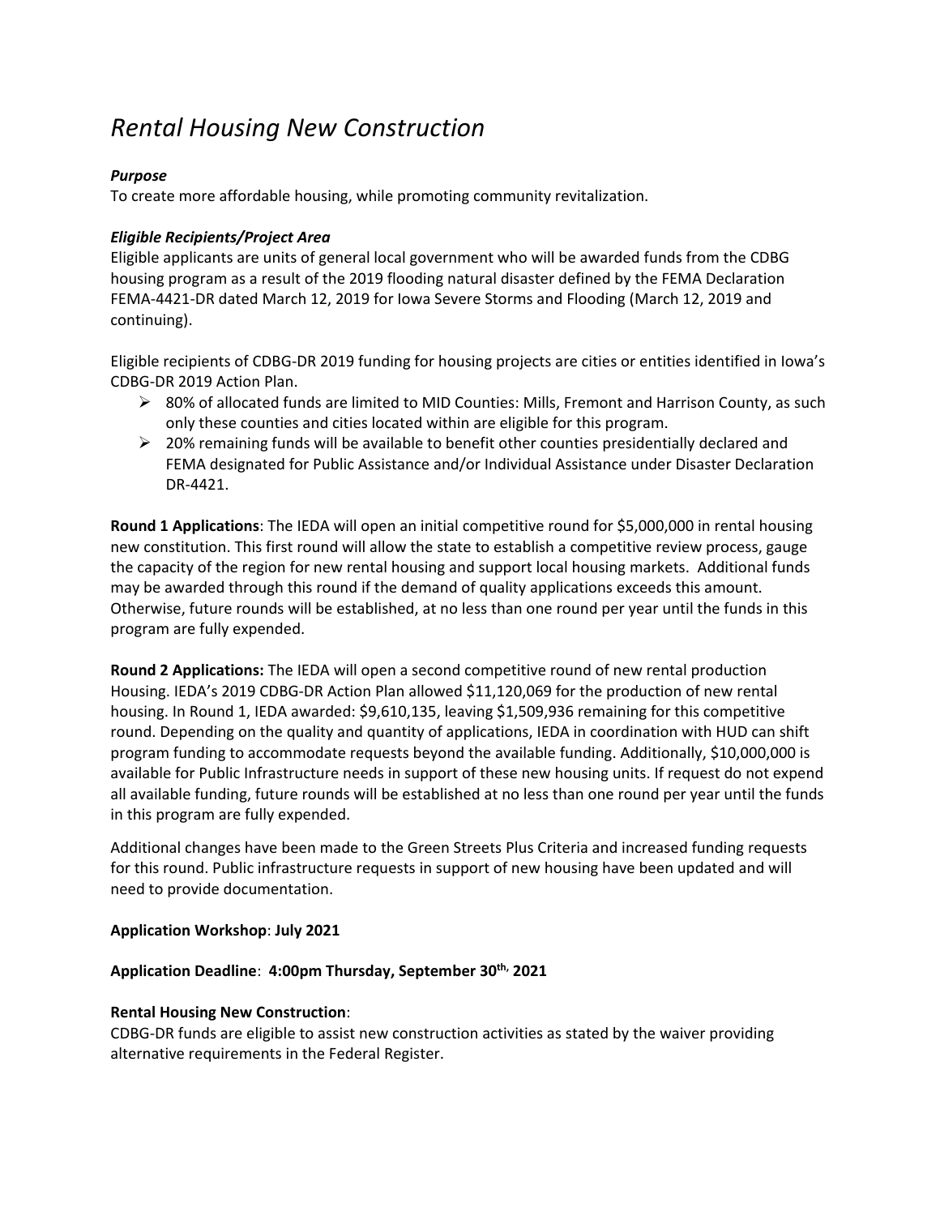# *Rental Housing New Construction*

***Purpose***

To create more affordable housing, while promoting community revitalization.

***Eligible Recipients/Project Area***

Eligible applicants are units of general local government who will be awarded funds from the CDBG housing program as a result of the 2019 flooding natural disaster defined by the FEMA Declaration FEMA-4421-DR dated March 12, 2019 for Iowa Severe Storms and Flooding (March 12, 2019 and continuing).

Eligible recipients of CDBG-DR 2019 funding for housing projects are cities or entities identified in Iowa's CDBG-DR 2019 Action Plan.

- 80% of allocated funds are limited to MID Counties: Mills, Fremont and Harrison County, as such only these counties and cities located within are eligible for this program.
- 20% remaining funds will be available to benefit other counties presidentially declared and FEMA designated for Public Assistance and/or Individual Assistance under Disaster Declaration DR-4421.

**Round 1 Applications**: The IEDA will open an initial competitive round for $5,000,000 in rental housing new constitution. This first round will allow the state to establish a competitive review process, gauge the capacity of the region for new rental housing and support local housing markets. Additional funds may be awarded through this round if the demand of quality applications exceeds this amount. Otherwise, future rounds will be established, at no less than one round per year until the funds in this program are fully expended.

**Round 2 Applications:** The IEDA will open a second competitive round of new rental production Housing. IEDA's 2019 CDBG-DR Action Plan allowed $11,120,069 for the production of new rental housing. In Round 1, IEDA awarded: $9,610,135, leaving $1,509,936 remaining for this competitive round. Depending on the quality and quantity of applications, IEDA in coordination with HUD can shift program funding to accommodate requests beyond the available funding. Additionally, $10,000,000 is available for Public Infrastructure needs in support of these new housing units. If request do not expend all available funding, future rounds will be established at no less than one round per year until the funds in this program are fully expended.

Additional changes have been made to the Green Streets Plus Criteria and increased funding requests for this round. Public infrastructure requests in support of new housing have been updated and will need to provide documentation.

**Application Workshop**: **July 2021**

**Application Deadline**: **4:00pm Thursday, September 30th, 2021**

**Rental Housing New Construction**:

CDBG-DR funds are eligible to assist new construction activities as stated by the waiver providing alternative requirements in the Federal Register.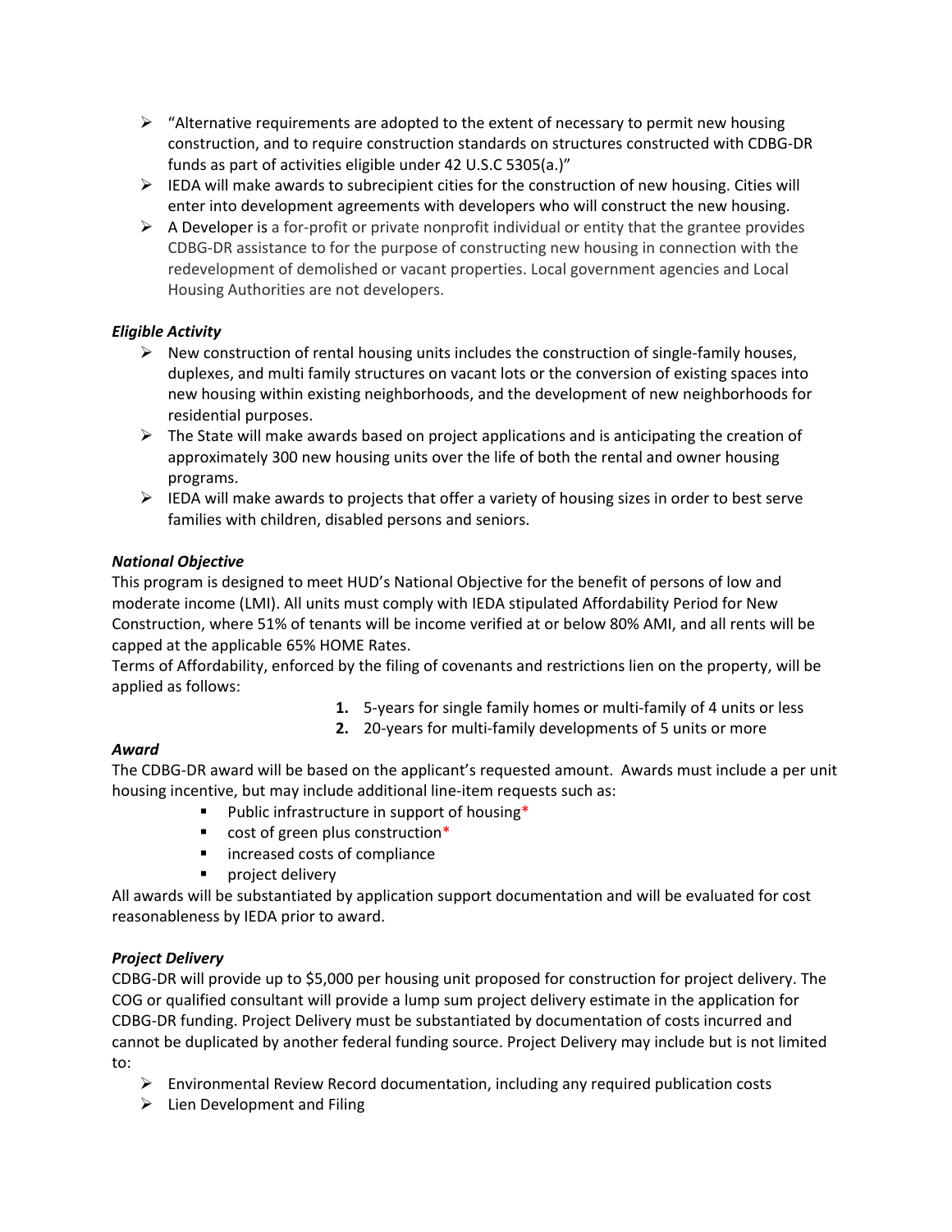- "Alternative requirements are adopted to the extent of necessary to permit new housing construction, and to require construction standards on structures constructed with CDBG-DR funds as part of activities eligible under 42 U.S.C 5305(a.)"
- IEDA will make awards to subrecipient cities for the construction of new housing. Cities will enter into development agreements with developers who will construct the new housing.
- A Developer is a for-profit or private nonprofit individual or entity that the grantee provides CDBG-DR assistance to for the purpose of constructing new housing in connection with the redevelopment of demolished or vacant properties. Local government agencies and Local Housing Authorities are not developers.

***Eligible Activity***

- New construction of rental housing units includes the construction of single-family houses, duplexes, and multi family structures on vacant lots or the conversion of existing spaces into new housing within existing neighborhoods, and the development of new neighborhoods for residential purposes.
- The State will make awards based on project applications and is anticipating the creation of approximately 300 new housing units over the life of both the rental and owner housing programs.
- IEDA will make awards to projects that offer a variety of housing sizes in order to best serve families with children, disabled persons and seniors.

***National Objective***

This program is designed to meet HUD's National Objective for the benefit of persons of low and moderate income (LMI). All units must comply with IEDA stipulated Affordability Period for New Construction, where 51% of tenants will be income verified at or below 80% AMI, and all rents will be capped at the applicable 65% HOME Rates.

Terms of Affordability, enforced by the filing of covenants and restrictions lien on the property, will be applied as follows:

1. 5-years for single family homes or multi-family of 4 units or less
2. 20-years for multi-family developments of 5 units or more

***Award***

The CDBG-DR award will be based on the applicant's requested amount. Awards must include a per unit housing incentive, but may include additional line-item requests such as:

- Public infrastructure in support of housing*
- cost of green plus construction*
- increased costs of compliance
- project delivery

All awards will be substantiated by application support documentation and will be evaluated for cost reasonableness by IEDA prior to award.

***Project Delivery***

CDBG-DR will provide up to $5,000 per housing unit proposed for construction for project delivery. The COG or qualified consultant will provide a lump sum project delivery estimate in the application for CDBG-DR funding. Project Delivery must be substantiated by documentation of costs incurred and cannot be duplicated by another federal funding source. Project Delivery may include but is not limited to:

- Environmental Review Record documentation, including any required publication costs
- Lien Development and Filing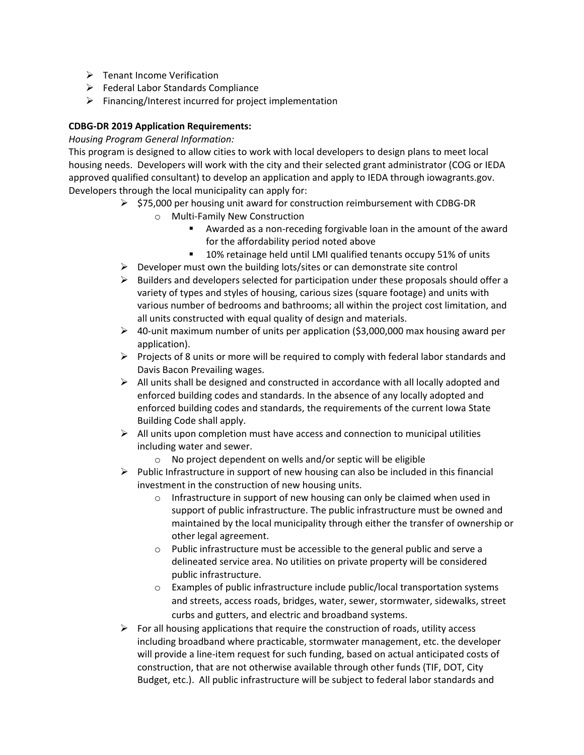- Tenant Income Verification
- Federal Labor Standards Compliance
- Financing/Interest incurred for project implementation

**CDBG-DR 2019 Application Requirements:**

*Housing Program General Information:*

This program is designed to allow cities to work with local developers to design plans to meet local housing needs. Developers will work with the city and their selected grant administrator (COG or IEDA approved qualified consultant) to develop an application and apply to IEDA through iowagrants.gov. Developers through the local municipality can apply for:

- $75,000 per housing unit award for construction reimbursement with CDBG-DR
  - Multi-Family New Construction
    - Awarded as a non-receding forgivable loan in the amount of the award for the affordability period noted above
    - 10% retainage held until LMI qualified tenants occupy 51% of units
- Developer must own the building lots/sites or can demonstrate site control
- Builders and developers selected for participation under these proposals should offer a variety of types and styles of housing, carious sizes (square footage) and units with various number of bedrooms and bathrooms; all within the project cost limitation, and all units constructed with equal quality of design and materials.
- 40-unit maximum number of units per application ($3,000,000 max housing award per application).
- Projects of 8 units or more will be required to comply with federal labor standards and Davis Bacon Prevailing wages.
- All units shall be designed and constructed in accordance with all locally adopted and enforced building codes and standards. In the absence of any locally adopted and enforced building codes and standards, the requirements of the current Iowa State Building Code shall apply.
- All units upon completion must have access and connection to municipal utilities including water and sewer.
  - No project dependent on wells and/or septic will be eligible
- Public Infrastructure in support of new housing can also be included in this financial investment in the construction of new housing units.
  - Infrastructure in support of new housing can only be claimed when used in support of public infrastructure. The public infrastructure must be owned and maintained by the local municipality through either the transfer of ownership or other legal agreement.
  - Public infrastructure must be accessible to the general public and serve a delineated service area. No utilities on private property will be considered public infrastructure.
  - Examples of public infrastructure include public/local transportation systems and streets, access roads, bridges, water, sewer, stormwater, sidewalks, street curbs and gutters, and electric and broadband systems.
- For all housing applications that require the construction of roads, utility access including broadband where practicable, stormwater management, etc. the developer will provide a line-item request for such funding, based on actual anticipated costs of construction, that are not otherwise available through other funds (TIF, DOT, City Budget, etc.). All public infrastructure will be subject to federal labor standards and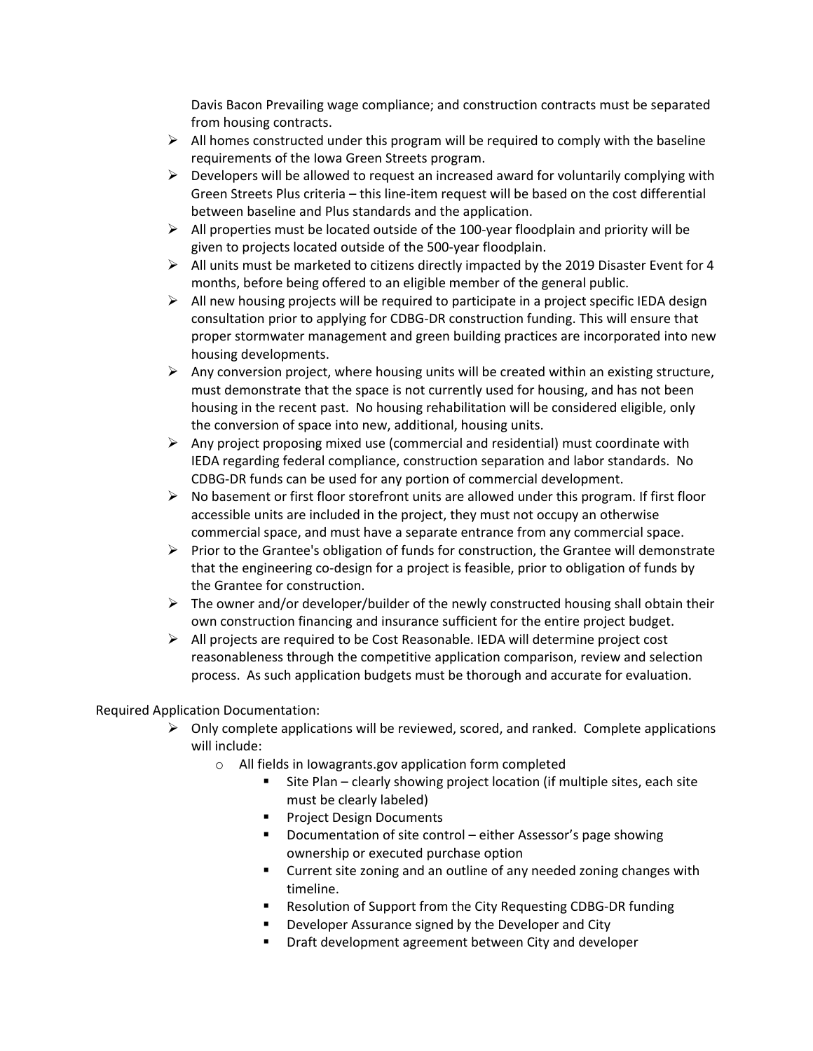Davis Bacon Prevailing wage compliance; and construction contracts must be separated from housing contracts.

- All homes constructed under this program will be required to comply with the baseline requirements of the Iowa Green Streets program.
- Developers will be allowed to request an increased award for voluntarily complying with Green Streets Plus criteria – this line-item request will be based on the cost differential between baseline and Plus standards and the application.
- All properties must be located outside of the 100-year floodplain and priority will be given to projects located outside of the 500-year floodplain.
- All units must be marketed to citizens directly impacted by the 2019 Disaster Event for 4 months, before being offered to an eligible member of the general public.
- All new housing projects will be required to participate in a project specific IEDA design consultation prior to applying for CDBG-DR construction funding. This will ensure that proper stormwater management and green building practices are incorporated into new housing developments.
- Any conversion project, where housing units will be created within an existing structure, must demonstrate that the space is not currently used for housing, and has not been housing in the recent past. No housing rehabilitation will be considered eligible, only the conversion of space into new, additional, housing units.
- Any project proposing mixed use (commercial and residential) must coordinate with IEDA regarding federal compliance, construction separation and labor standards. No CDBG-DR funds can be used for any portion of commercial development.
- No basement or first floor storefront units are allowed under this program. If first floor accessible units are included in the project, they must not occupy an otherwise commercial space, and must have a separate entrance from any commercial space.
- Prior to the Grantee's obligation of funds for construction, the Grantee will demonstrate that the engineering co-design for a project is feasible, prior to obligation of funds by the Grantee for construction.
- The owner and/or developer/builder of the newly constructed housing shall obtain their own construction financing and insurance sufficient for the entire project budget.
- All projects are required to be Cost Reasonable. IEDA will determine project cost reasonableness through the competitive application comparison, review and selection process. As such application budgets must be thorough and accurate for evaluation.

Required Application Documentation:

- Only complete applications will be reviewed, scored, and ranked. Complete applications will include:
  - All fields in Iowagrants.gov application form completed
    - Site Plan – clearly showing project location (if multiple sites, each site must be clearly labeled)
    - Project Design Documents
    - Documentation of site control – either Assessor's page showing ownership or executed purchase option
    - Current site zoning and an outline of any needed zoning changes with timeline.
    - Resolution of Support from the City Requesting CDBG-DR funding
    - Developer Assurance signed by the Developer and City
    - Draft development agreement between City and developer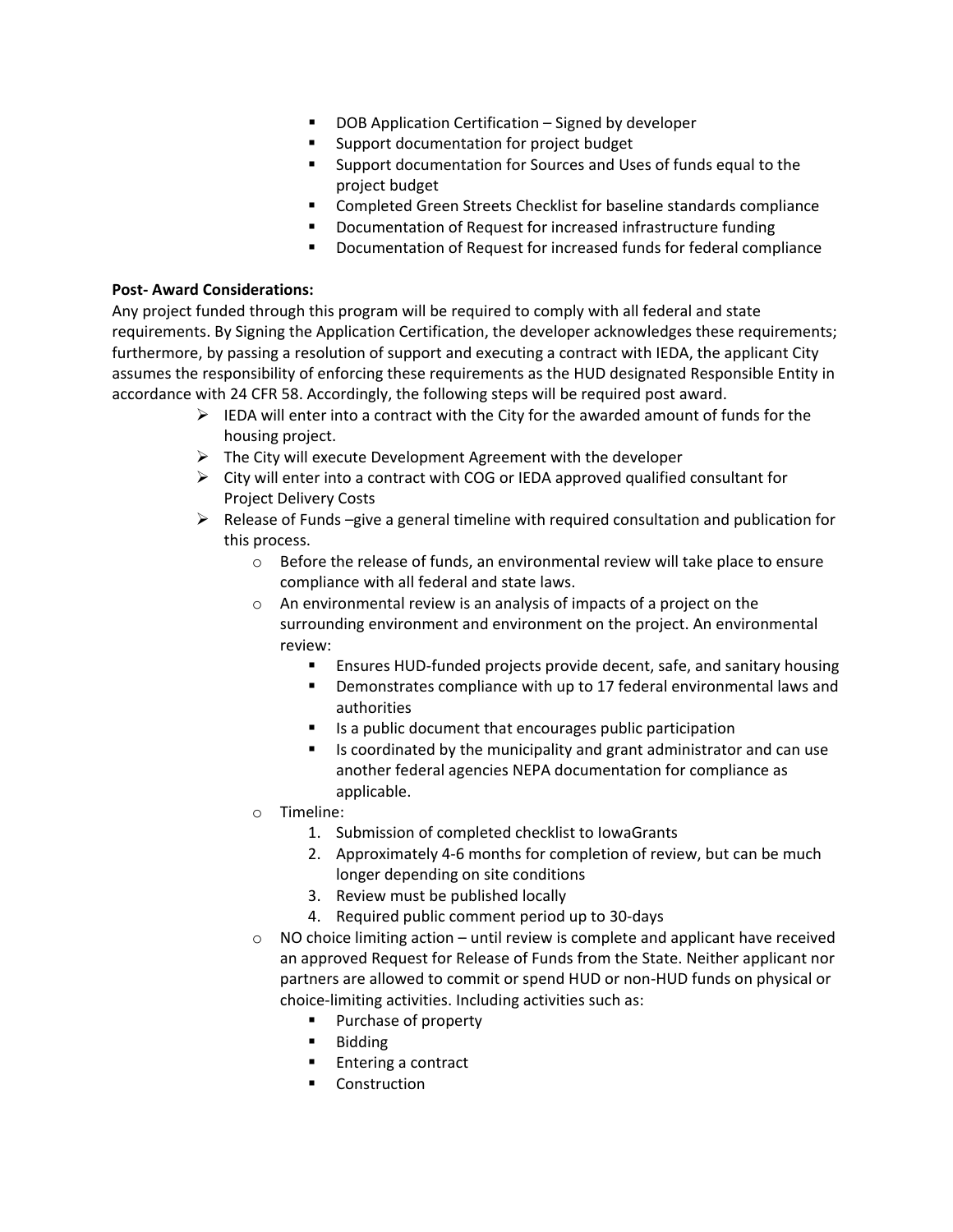- DOB Application Certification – Signed by developer
- Support documentation for project budget
- Support documentation for Sources and Uses of funds equal to the project budget
- Completed Green Streets Checklist for baseline standards compliance
- Documentation of Request for increased infrastructure funding
- Documentation of Request for increased funds for federal compliance

**Post- Award Considerations:**

Any project funded through this program will be required to comply with all federal and state requirements. By Signing the Application Certification, the developer acknowledges these requirements; furthermore, by passing a resolution of support and executing a contract with IEDA, the applicant City assumes the responsibility of enforcing these requirements as the HUD designated Responsible Entity in accordance with 24 CFR 58. Accordingly, the following steps will be required post award.

- IEDA will enter into a contract with the City for the awarded amount of funds for the housing project.
- The City will execute Development Agreement with the developer
- City will enter into a contract with COG or IEDA approved qualified consultant for Project Delivery Costs
- Release of Funds –give a general timeline with required consultation and publication for this process.
  - Before the release of funds, an environmental review will take place to ensure compliance with all federal and state laws.
  - An environmental review is an analysis of impacts of a project on the surrounding environment and environment on the project. An environmental review:
    - Ensures HUD-funded projects provide decent, safe, and sanitary housing
    - Demonstrates compliance with up to 17 federal environmental laws and authorities
    - Is a public document that encourages public participation
    - Is coordinated by the municipality and grant administrator and can use another federal agencies NEPA documentation for compliance as applicable.
  - Timeline:
    1. Submission of completed checklist to IowaGrants
    2. Approximately 4-6 months for completion of review, but can be much longer depending on site conditions
    3. Review must be published locally
    4. Required public comment period up to 30-days
  - NO choice limiting action – until review is complete and applicant have received an approved Request for Release of Funds from the State. Neither applicant nor partners are allowed to commit or spend HUD or non-HUD funds on physical or choice-limiting activities. Including activities such as:
    - Purchase of property
    - Bidding
    - Entering a contract
    - Construction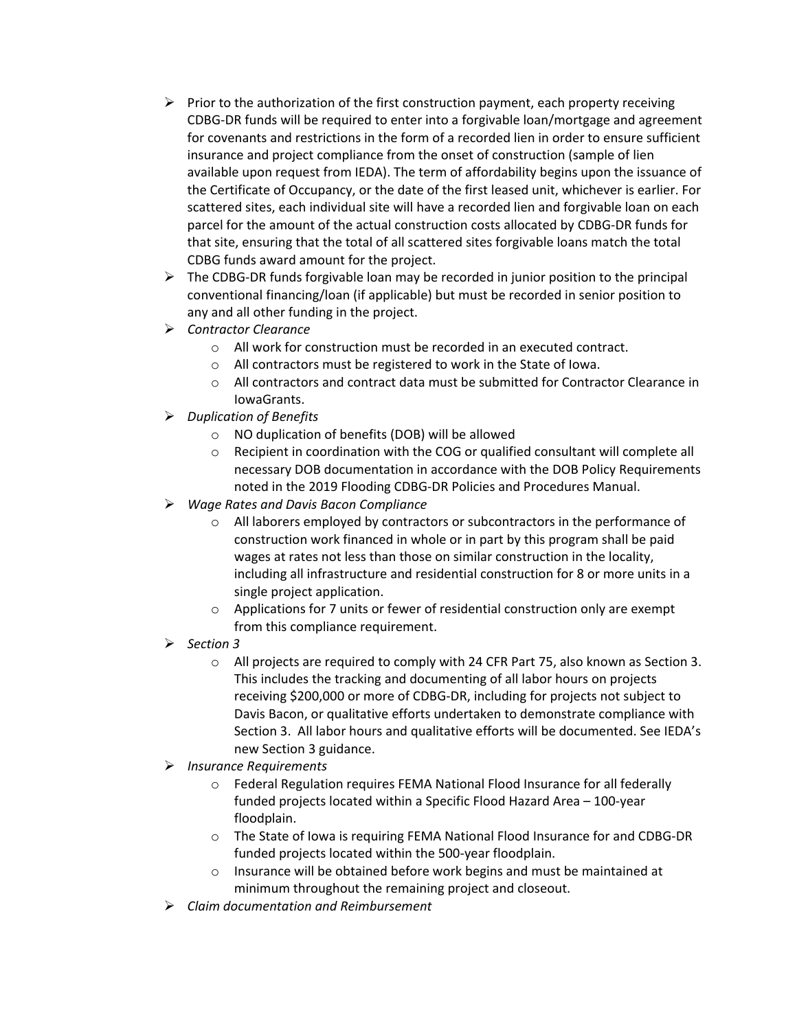- Prior to the authorization of the first construction payment, each property receiving CDBG-DR funds will be required to enter into a forgivable loan/mortgage and agreement for covenants and restrictions in the form of a recorded lien in order to ensure sufficient insurance and project compliance from the onset of construction (sample of lien available upon request from IEDA). The term of affordability begins upon the issuance of the Certificate of Occupancy, or the date of the first leased unit, whichever is earlier. For scattered sites, each individual site will have a recorded lien and forgivable loan on each parcel for the amount of the actual construction costs allocated by CDBG-DR funds for that site, ensuring that the total of all scattered sites forgivable loans match the total CDBG funds award amount for the project.
- The CDBG-DR funds forgivable loan may be recorded in junior position to the principal conventional financing/loan (if applicable) but must be recorded in senior position to any and all other funding in the project.
- *Contractor Clearance*
  - All work for construction must be recorded in an executed contract.
  - All contractors must be registered to work in the State of Iowa.
  - All contractors and contract data must be submitted for Contractor Clearance in IowaGrants.
- *Duplication of Benefits*
  - NO duplication of benefits (DOB) will be allowed
  - Recipient in coordination with the COG or qualified consultant will complete all necessary DOB documentation in accordance with the DOB Policy Requirements noted in the 2019 Flooding CDBG-DR Policies and Procedures Manual.
- *Wage Rates and Davis Bacon Compliance*
  - All laborers employed by contractors or subcontractors in the performance of construction work financed in whole or in part by this program shall be paid wages at rates not less than those on similar construction in the locality, including all infrastructure and residential construction for 8 or more units in a single project application.
  - Applications for 7 units or fewer of residential construction only are exempt from this compliance requirement.
- *Section 3*
  - All projects are required to comply with 24 CFR Part 75, also known as Section 3. This includes the tracking and documenting of all labor hours on projects receiving $200,000 or more of CDBG-DR, including for projects not subject to Davis Bacon, or qualitative efforts undertaken to demonstrate compliance with Section 3. All labor hours and qualitative efforts will be documented. See IEDA's new Section 3 guidance.
- *Insurance Requirements*
  - Federal Regulation requires FEMA National Flood Insurance for all federally funded projects located within a Specific Flood Hazard Area – 100-year floodplain.
  - The State of Iowa is requiring FEMA National Flood Insurance for and CDBG-DR funded projects located within the 500-year floodplain.
  - Insurance will be obtained before work begins and must be maintained at minimum throughout the remaining project and closeout.
- *Claim documentation and Reimbursement*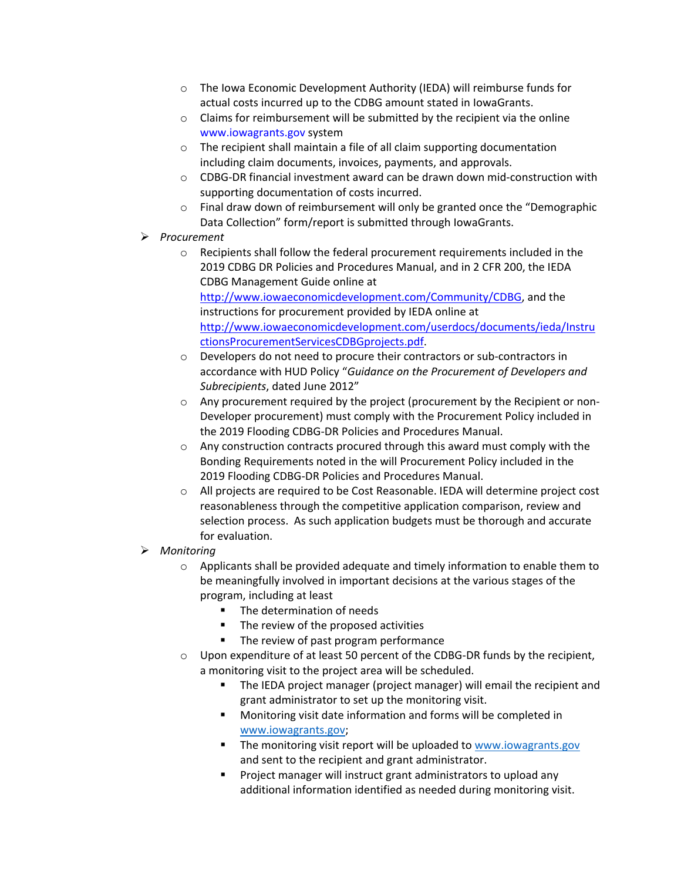- The Iowa Economic Development Authority (IEDA) will reimburse funds for actual costs incurred up to the CDBG amount stated in IowaGrants.
- Claims for reimbursement will be submitted by the recipient via the online www.iowagrants.gov system
- The recipient shall maintain a file of all claim supporting documentation including claim documents, invoices, payments, and approvals.
- CDBG-DR financial investment award can be drawn down mid-construction with supporting documentation of costs incurred.
- Final draw down of reimbursement will only be granted once the "Demographic Data Collection" form/report is submitted through IowaGrants.

- *Procurement*
  - Recipients shall follow the federal procurement requirements included in the 2019 CDBG DR Policies and Procedures Manual, and in 2 CFR 200, the IEDA CDBG Management Guide online at http://www.iowaeconomicdevelopment.com/Community/CDBG, and the instructions for procurement provided by IEDA online at http://www.iowaeconomicdevelopment.com/userdocs/documents/ieda/InstructionsProcurementServicesCDBGprojects.pdf.
  - Developers do not need to procure their contractors or sub-contractors in accordance with HUD Policy "*Guidance on the Procurement of Developers and Subrecipients*, dated June 2012"
  - Any procurement required by the project (procurement by the Recipient or non-Developer procurement) must comply with the Procurement Policy included in the 2019 Flooding CDBG-DR Policies and Procedures Manual.
  - Any construction contracts procured through this award must comply with the Bonding Requirements noted in the will Procurement Policy included in the 2019 Flooding CDBG-DR Policies and Procedures Manual.
  - All projects are required to be Cost Reasonable. IEDA will determine project cost reasonableness through the competitive application comparison, review and selection process. As such application budgets must be thorough and accurate for evaluation.

- *Monitoring*
  - Applicants shall be provided adequate and timely information to enable them to be meaningfully involved in important decisions at the various stages of the program, including at least
    - The determination of needs
    - The review of the proposed activities
    - The review of past program performance
  - Upon expenditure of at least 50 percent of the CDBG-DR funds by the recipient, a monitoring visit to the project area will be scheduled.
    - The IEDA project manager (project manager) will email the recipient and grant administrator to set up the monitoring visit.
    - Monitoring visit date information and forms will be completed in www.iowagrants.gov;
    - The monitoring visit report will be uploaded to www.iowagrants.gov and sent to the recipient and grant administrator.
    - Project manager will instruct grant administrators to upload any additional information identified as needed during monitoring visit.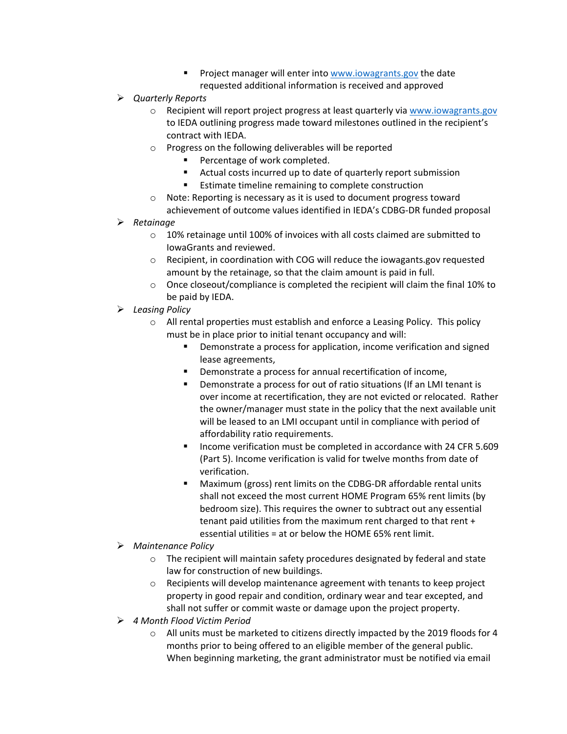- Project manager will enter into www.iowagrants.gov the date requested additional information is received and approved

- *Quarterly Reports*
    - Recipient will report project progress at least quarterly via www.iowagrants.gov to IEDA outlining progress made toward milestones outlined in the recipient's contract with IEDA.
    - Progress on the following deliverables will be reported
        - Percentage of work completed.
        - Actual costs incurred up to date of quarterly report submission
        - Estimate timeline remaining to complete construction
    - Note: Reporting is necessary as it is used to document progress toward achievement of outcome values identified in IEDA's CDBG-DR funded proposal
- *Retainage*
    - 10% retainage until 100% of invoices with all costs claimed are submitted to IowaGrants and reviewed.
    - Recipient, in coordination with COG will reduce the iowagants.gov requested amount by the retainage, so that the claim amount is paid in full.
    - Once closeout/compliance is completed the recipient will claim the final 10% to be paid by IEDA.
- *Leasing Policy*
    - All rental properties must establish and enforce a Leasing Policy. This policy must be in place prior to initial tenant occupancy and will:
        - Demonstrate a process for application, income verification and signed lease agreements,
        - Demonstrate a process for annual recertification of income,
        - Demonstrate a process for out of ratio situations (If an LMI tenant is over income at recertification, they are not evicted or relocated. Rather the owner/manager must state in the policy that the next available unit will be leased to an LMI occupant until in compliance with period of affordability ratio requirements.
        - Income verification must be completed in accordance with 24 CFR 5.609 (Part 5). Income verification is valid for twelve months from date of verification.
        - Maximum (gross) rent limits on the CDBG-DR affordable rental units shall not exceed the most current HOME Program 65% rent limits (by bedroom size). This requires the owner to subtract out any essential tenant paid utilities from the maximum rent charged to that rent + essential utilities = at or below the HOME 65% rent limit.
- *Maintenance Policy*
    - The recipient will maintain safety procedures designated by federal and state law for construction of new buildings.
    - Recipients will develop maintenance agreement with tenants to keep project property in good repair and condition, ordinary wear and tear excepted, and shall not suffer or commit waste or damage upon the project property.
- *4 Month Flood Victim Period*
    - All units must be marketed to citizens directly impacted by the 2019 floods for 4 months prior to being offered to an eligible member of the general public. When beginning marketing, the grant administrator must be notified via email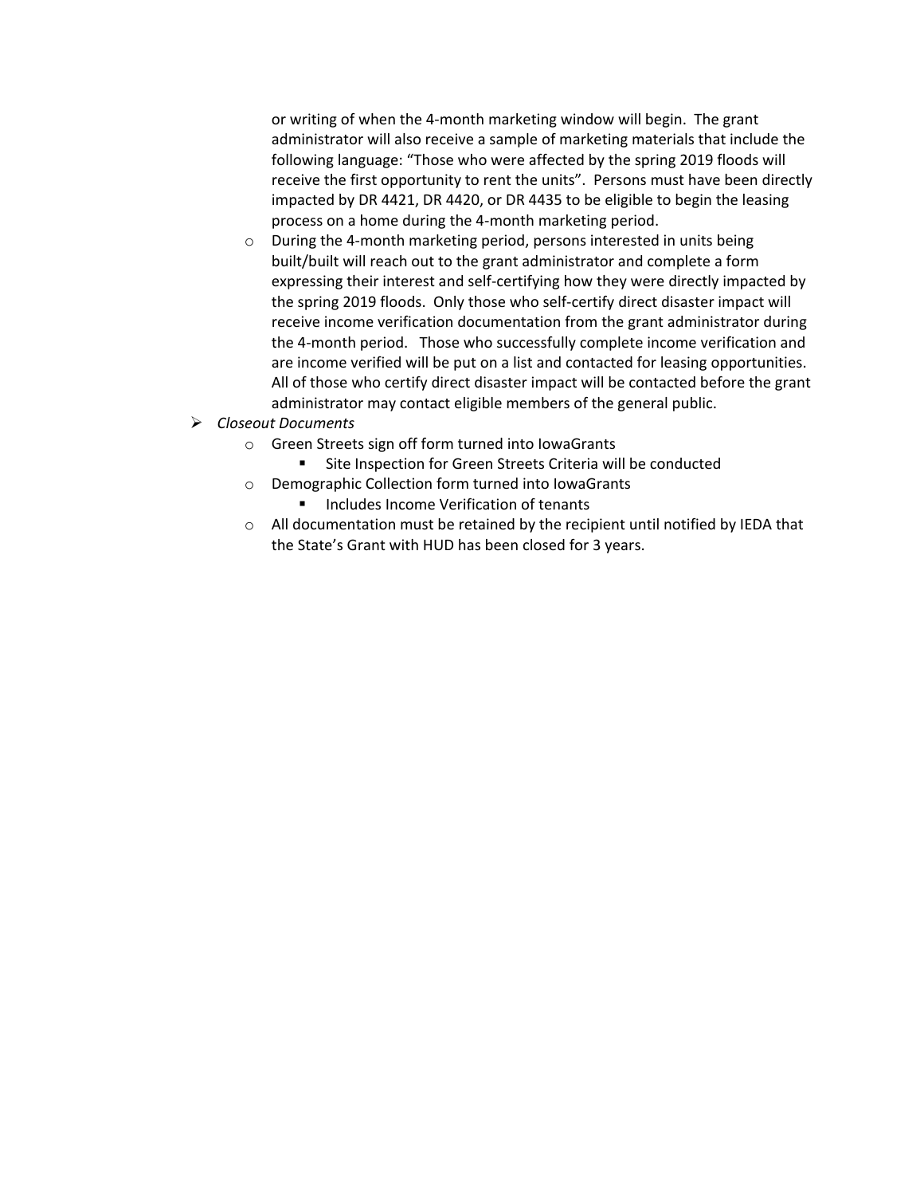or writing of when the 4-month marketing window will begin. The grant administrator will also receive a sample of marketing materials that include the following language: “Those who were affected by the spring 2019 floods will receive the first opportunity to rent the units”. Persons must have been directly impacted by DR 4421, DR 4420, or DR 4435 to be eligible to begin the leasing process on a home during the 4-month marketing period.

  - During the 4-month marketing period, persons interested in units being built/built will reach out to the grant administrator and complete a form expressing their interest and self-certifying how they were directly impacted by the spring 2019 floods. Only those who self-certify direct disaster impact will receive income verification documentation from the grant administrator during the 4-month period. Those who successfully complete income verification and are income verified will be put on a list and contacted for leasing opportunities. All of those who certify direct disaster impact will be contacted before the grant administrator may contact eligible members of the general public.

- *Closeout Documents*
  - Green Streets sign off form turned into IowaGrants
    - Site Inspection for Green Streets Criteria will be conducted
  - Demographic Collection form turned into IowaGrants
    - Includes Income Verification of tenants
  - All documentation must be retained by the recipient until notified by IEDA that the State’s Grant with HUD has been closed for 3 years.